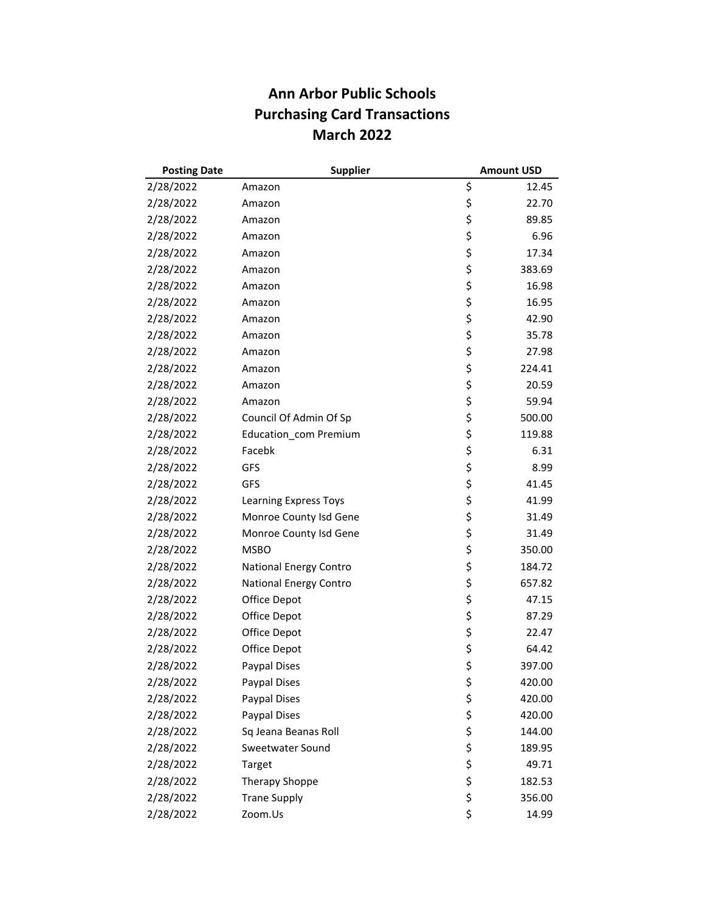# Ann Arbor Public Schools
# Purchasing Card Transactions
# March 2022

| Posting Date | Supplier | Amount USD |
|---|---|---|
| 2/28/2022 | Amazon | $ 12.45 |
| 2/28/2022 | Amazon | $ 22.70 |
| 2/28/2022 | Amazon | $ 89.85 |
| 2/28/2022 | Amazon | $ 6.96 |
| 2/28/2022 | Amazon | $ 17.34 |
| 2/28/2022 | Amazon | $ 383.69 |
| 2/28/2022 | Amazon | $ 16.98 |
| 2/28/2022 | Amazon | $ 16.95 |
| 2/28/2022 | Amazon | $ 42.90 |
| 2/28/2022 | Amazon | $ 35.78 |
| 2/28/2022 | Amazon | $ 27.98 |
| 2/28/2022 | Amazon | $ 224.41 |
| 2/28/2022 | Amazon | $ 20.59 |
| 2/28/2022 | Amazon | $ 59.94 |
| 2/28/2022 | Council Of Admin Of Sp | $ 500.00 |
| 2/28/2022 | Education_com Premium | $ 119.88 |
| 2/28/2022 | Facebk | $ 6.31 |
| 2/28/2022 | GFS | $ 8.99 |
| 2/28/2022 | GFS | $ 41.45 |
| 2/28/2022 | Learning Express Toys | $ 41.99 |
| 2/28/2022 | Monroe County Isd Gene | $ 31.49 |
| 2/28/2022 | Monroe County Isd Gene | $ 31.49 |
| 2/28/2022 | MSBO | $ 350.00 |
| 2/28/2022 | National Energy Contro | $ 184.72 |
| 2/28/2022 | National Energy Contro | $ 657.82 |
| 2/28/2022 | Office Depot | $ 47.15 |
| 2/28/2022 | Office Depot | $ 87.29 |
| 2/28/2022 | Office Depot | $ 22.47 |
| 2/28/2022 | Office Depot | $ 64.42 |
| 2/28/2022 | Paypal Dises | $ 397.00 |
| 2/28/2022 | Paypal Dises | $ 420.00 |
| 2/28/2022 | Paypal Dises | $ 420.00 |
| 2/28/2022 | Paypal Dises | $ 420.00 |
| 2/28/2022 | Sq Jeana Beanas Roll | $ 144.00 |
| 2/28/2022 | Sweetwater Sound | $ 189.95 |
| 2/28/2022 | Target | $ 49.71 |
| 2/28/2022 | Therapy Shoppe | $ 182.53 |
| 2/28/2022 | Trane Supply | $ 356.00 |
| 2/28/2022 | Zoom.Us | $ 14.99 |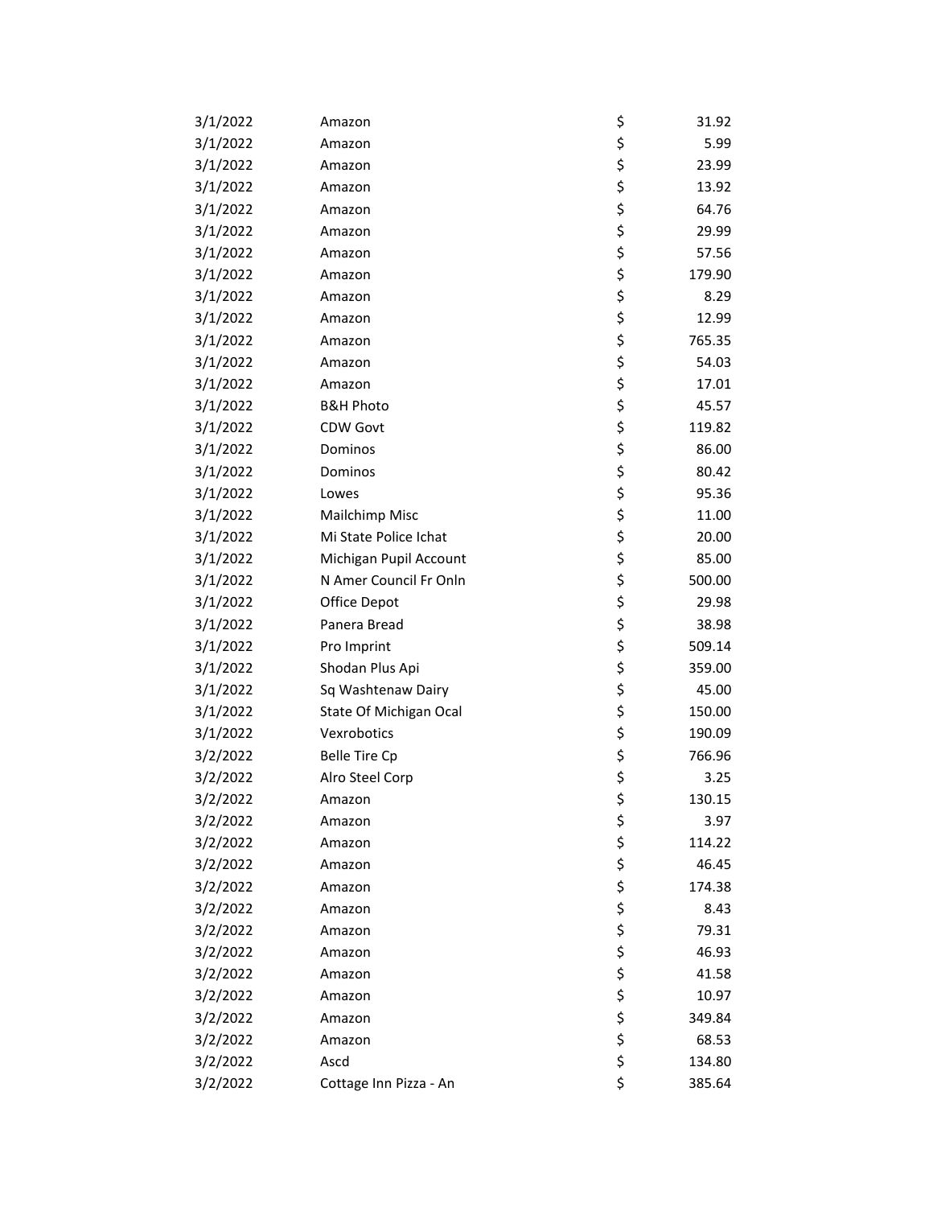| | | | |
|---|---|---|---|
| 3/1/2022 | Amazon | $ | 31.92 |
| 3/1/2022 | Amazon | $ | 5.99 |
| 3/1/2022 | Amazon | $ | 23.99 |
| 3/1/2022 | Amazon | $ | 13.92 |
| 3/1/2022 | Amazon | $ | 64.76 |
| 3/1/2022 | Amazon | $ | 29.99 |
| 3/1/2022 | Amazon | $ | 57.56 |
| 3/1/2022 | Amazon | $ | 179.90 |
| 3/1/2022 | Amazon | $ | 8.29 |
| 3/1/2022 | Amazon | $ | 12.99 |
| 3/1/2022 | Amazon | $ | 765.35 |
| 3/1/2022 | Amazon | $ | 54.03 |
| 3/1/2022 | Amazon | $ | 17.01 |
| 3/1/2022 | B&H Photo | $ | 45.57 |
| 3/1/2022 | CDW Govt | $ | 119.82 |
| 3/1/2022 | Dominos | $ | 86.00 |
| 3/1/2022 | Dominos | $ | 80.42 |
| 3/1/2022 | Lowes | $ | 95.36 |
| 3/1/2022 | Mailchimp Misc | $ | 11.00 |
| 3/1/2022 | Mi State Police Ichat | $ | 20.00 |
| 3/1/2022 | Michigan Pupil Account | $ | 85.00 |
| 3/1/2022 | N Amer Council Fr Onln | $ | 500.00 |
| 3/1/2022 | Office Depot | $ | 29.98 |
| 3/1/2022 | Panera Bread | $ | 38.98 |
| 3/1/2022 | Pro Imprint | $ | 509.14 |
| 3/1/2022 | Shodan Plus Api | $ | 359.00 |
| 3/1/2022 | Sq Washtenaw Dairy | $ | 45.00 |
| 3/1/2022 | State Of Michigan Ocal | $ | 150.00 |
| 3/1/2022 | Vexrobotics | $ | 190.09 |
| 3/2/2022 | Belle Tire Cp | $ | 766.96 |
| 3/2/2022 | Alro Steel Corp | $ | 3.25 |
| 3/2/2022 | Amazon | $ | 130.15 |
| 3/2/2022 | Amazon | $ | 3.97 |
| 3/2/2022 | Amazon | $ | 114.22 |
| 3/2/2022 | Amazon | $ | 46.45 |
| 3/2/2022 | Amazon | $ | 174.38 |
| 3/2/2022 | Amazon | $ | 8.43 |
| 3/2/2022 | Amazon | $ | 79.31 |
| 3/2/2022 | Amazon | $ | 46.93 |
| 3/2/2022 | Amazon | $ | 41.58 |
| 3/2/2022 | Amazon | $ | 10.97 |
| 3/2/2022 | Amazon | $ | 349.84 |
| 3/2/2022 | Amazon | $ | 68.53 |
| 3/2/2022 | Ascd | $ | 134.80 |
| 3/2/2022 | Cottage Inn Pizza - An | $ | 385.64 |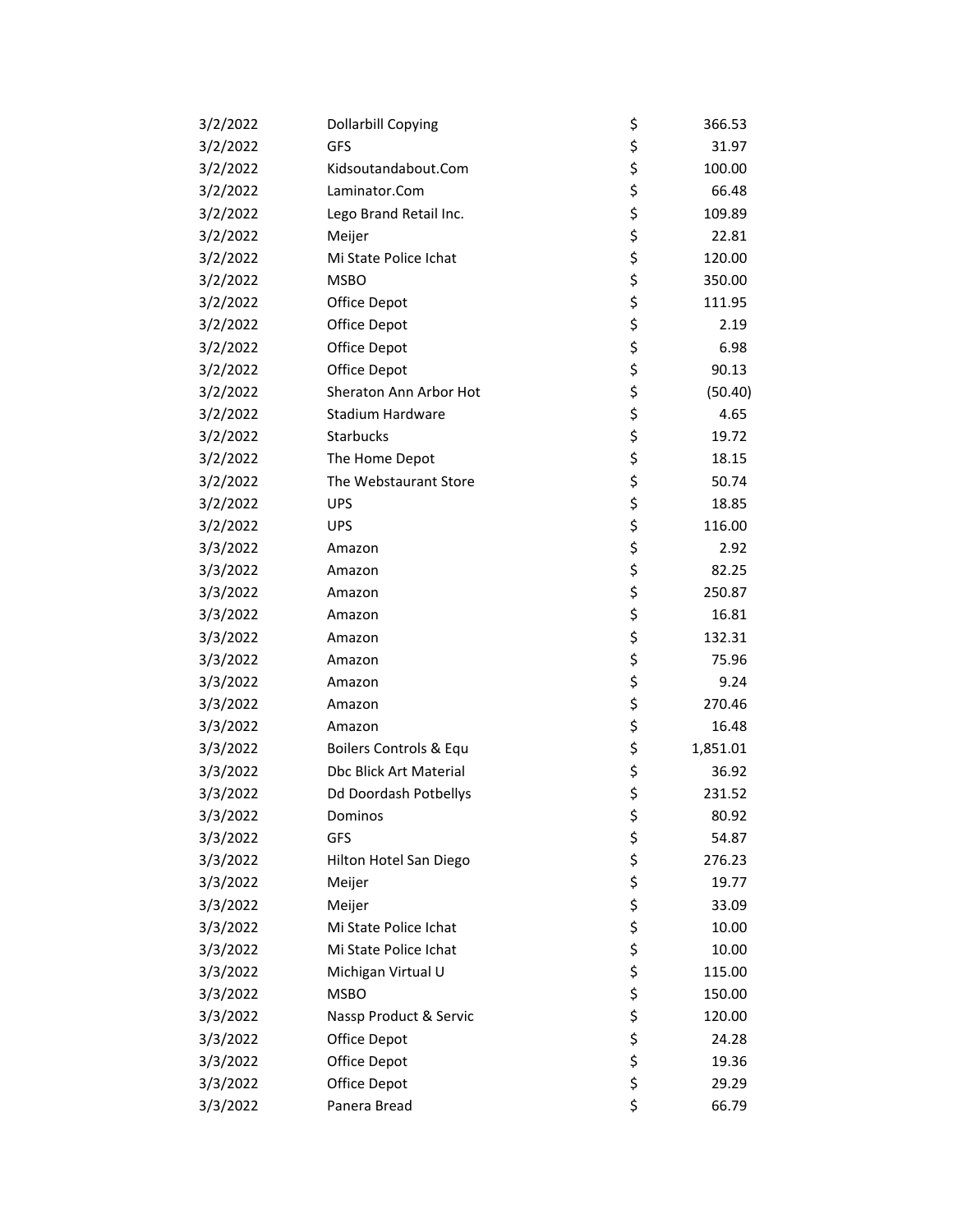| | | | |
|---|---|---|---|
| 3/2/2022 | Dollarbill Copying | $ | 366.53 |
| 3/2/2022 | GFS | $ | 31.97 |
| 3/2/2022 | Kidsoutandabout.Com | $ | 100.00 |
| 3/2/2022 | Laminator.Com | $ | 66.48 |
| 3/2/2022 | Lego Brand Retail Inc. | $ | 109.89 |
| 3/2/2022 | Meijer | $ | 22.81 |
| 3/2/2022 | Mi State Police Ichat | $ | 120.00 |
| 3/2/2022 | MSBO | $ | 350.00 |
| 3/2/2022 | Office Depot | $ | 111.95 |
| 3/2/2022 | Office Depot | $ | 2.19 |
| 3/2/2022 | Office Depot | $ | 6.98 |
| 3/2/2022 | Office Depot | $ | 90.13 |
| 3/2/2022 | Sheraton Ann Arbor Hot | $ | (50.40) |
| 3/2/2022 | Stadium Hardware | $ | 4.65 |
| 3/2/2022 | Starbucks | $ | 19.72 |
| 3/2/2022 | The Home Depot | $ | 18.15 |
| 3/2/2022 | The Webstaurant Store | $ | 50.74 |
| 3/2/2022 | UPS | $ | 18.85 |
| 3/2/2022 | UPS | $ | 116.00 |
| 3/3/2022 | Amazon | $ | 2.92 |
| 3/3/2022 | Amazon | $ | 82.25 |
| 3/3/2022 | Amazon | $ | 250.87 |
| 3/3/2022 | Amazon | $ | 16.81 |
| 3/3/2022 | Amazon | $ | 132.31 |
| 3/3/2022 | Amazon | $ | 75.96 |
| 3/3/2022 | Amazon | $ | 9.24 |
| 3/3/2022 | Amazon | $ | 270.46 |
| 3/3/2022 | Amazon | $ | 16.48 |
| 3/3/2022 | Boilers Controls & Equ | $ | 1,851.01 |
| 3/3/2022 | Dbc Blick Art Material | $ | 36.92 |
| 3/3/2022 | Dd Doordash Potbellys | $ | 231.52 |
| 3/3/2022 | Dominos | $ | 80.92 |
| 3/3/2022 | GFS | $ | 54.87 |
| 3/3/2022 | Hilton Hotel San Diego | $ | 276.23 |
| 3/3/2022 | Meijer | $ | 19.77 |
| 3/3/2022 | Meijer | $ | 33.09 |
| 3/3/2022 | Mi State Police Ichat | $ | 10.00 |
| 3/3/2022 | Mi State Police Ichat | $ | 10.00 |
| 3/3/2022 | Michigan Virtual U | $ | 115.00 |
| 3/3/2022 | MSBO | $ | 150.00 |
| 3/3/2022 | Nassp Product & Servic | $ | 120.00 |
| 3/3/2022 | Office Depot | $ | 24.28 |
| 3/3/2022 | Office Depot | $ | 19.36 |
| 3/3/2022 | Office Depot | $ | 29.29 |
| 3/3/2022 | Panera Bread | $ | 66.79 |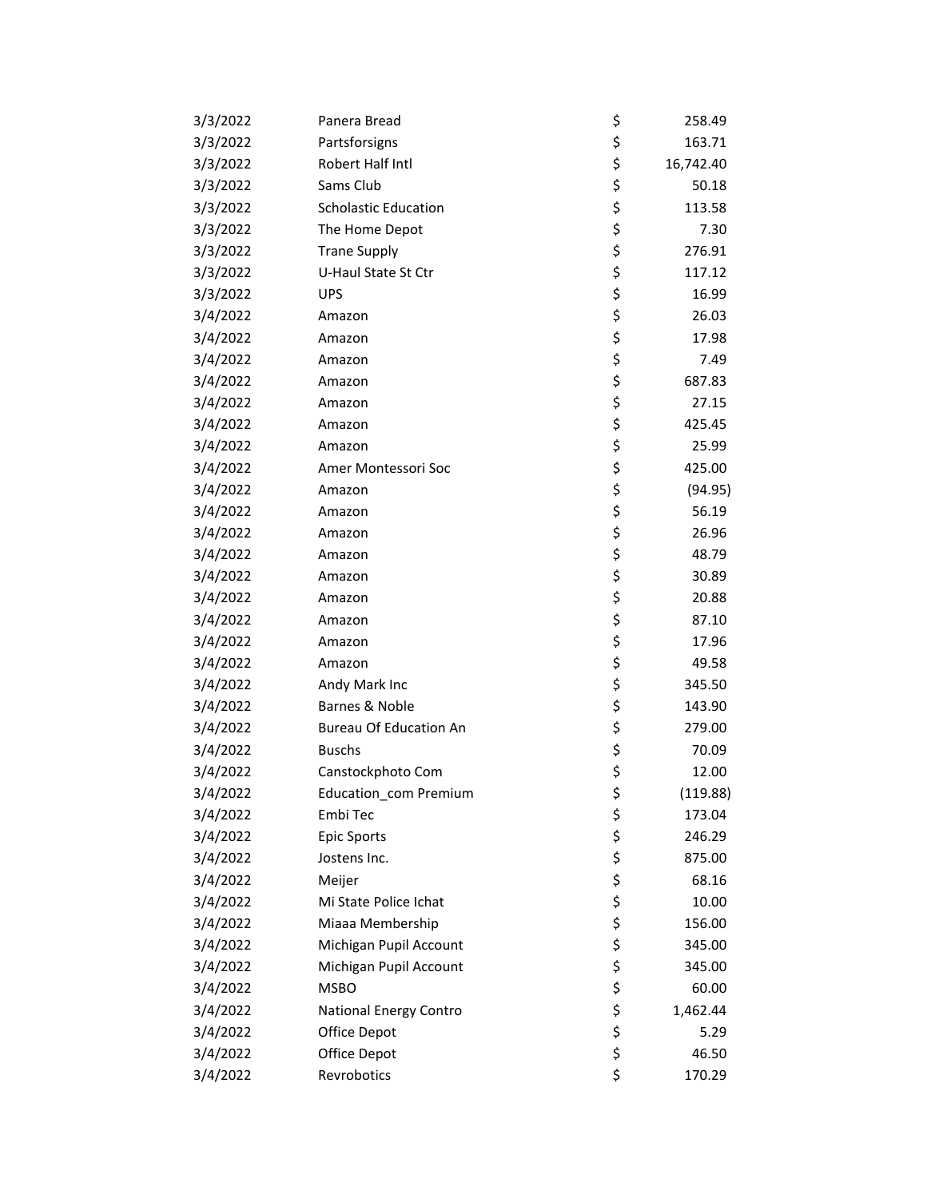| | | | |
|---|---|---|---|
| 3/3/2022 | Panera Bread | $ | 258.49 |
| 3/3/2022 | Partsforsigns | $ | 163.71 |
| 3/3/2022 | Robert Half Intl | $ | 16,742.40 |
| 3/3/2022 | Sams Club | $ | 50.18 |
| 3/3/2022 | Scholastic Education | $ | 113.58 |
| 3/3/2022 | The Home Depot | $ | 7.30 |
| 3/3/2022 | Trane Supply | $ | 276.91 |
| 3/3/2022 | U-Haul State St Ctr | $ | 117.12 |
| 3/3/2022 | UPS | $ | 16.99 |
| 3/4/2022 | Amazon | $ | 26.03 |
| 3/4/2022 | Amazon | $ | 17.98 |
| 3/4/2022 | Amazon | $ | 7.49 |
| 3/4/2022 | Amazon | $ | 687.83 |
| 3/4/2022 | Amazon | $ | 27.15 |
| 3/4/2022 | Amazon | $ | 425.45 |
| 3/4/2022 | Amazon | $ | 25.99 |
| 3/4/2022 | Amer Montessori Soc | $ | 425.00 |
| 3/4/2022 | Amazon | $ | (94.95) |
| 3/4/2022 | Amazon | $ | 56.19 |
| 3/4/2022 | Amazon | $ | 26.96 |
| 3/4/2022 | Amazon | $ | 48.79 |
| 3/4/2022 | Amazon | $ | 30.89 |
| 3/4/2022 | Amazon | $ | 20.88 |
| 3/4/2022 | Amazon | $ | 87.10 |
| 3/4/2022 | Amazon | $ | 17.96 |
| 3/4/2022 | Amazon | $ | 49.58 |
| 3/4/2022 | Andy Mark Inc | $ | 345.50 |
| 3/4/2022 | Barnes & Noble | $ | 143.90 |
| 3/4/2022 | Bureau Of Education An | $ | 279.00 |
| 3/4/2022 | Buschs | $ | 70.09 |
| 3/4/2022 | Canstockphoto Com | $ | 12.00 |
| 3/4/2022 | Education_com Premium | $ | (119.88) |
| 3/4/2022 | Embi Tec | $ | 173.04 |
| 3/4/2022 | Epic Sports | $ | 246.29 |
| 3/4/2022 | Jostens Inc. | $ | 875.00 |
| 3/4/2022 | Meijer | $ | 68.16 |
| 3/4/2022 | Mi State Police Ichat | $ | 10.00 |
| 3/4/2022 | Miaaa Membership | $ | 156.00 |
| 3/4/2022 | Michigan Pupil Account | $ | 345.00 |
| 3/4/2022 | Michigan Pupil Account | $ | 345.00 |
| 3/4/2022 | MSBO | $ | 60.00 |
| 3/4/2022 | National Energy Contro | $ | 1,462.44 |
| 3/4/2022 | Office Depot | $ | 5.29 |
| 3/4/2022 | Office Depot | $ | 46.50 |
| 3/4/2022 | Revrobotics | $ | 170.29 |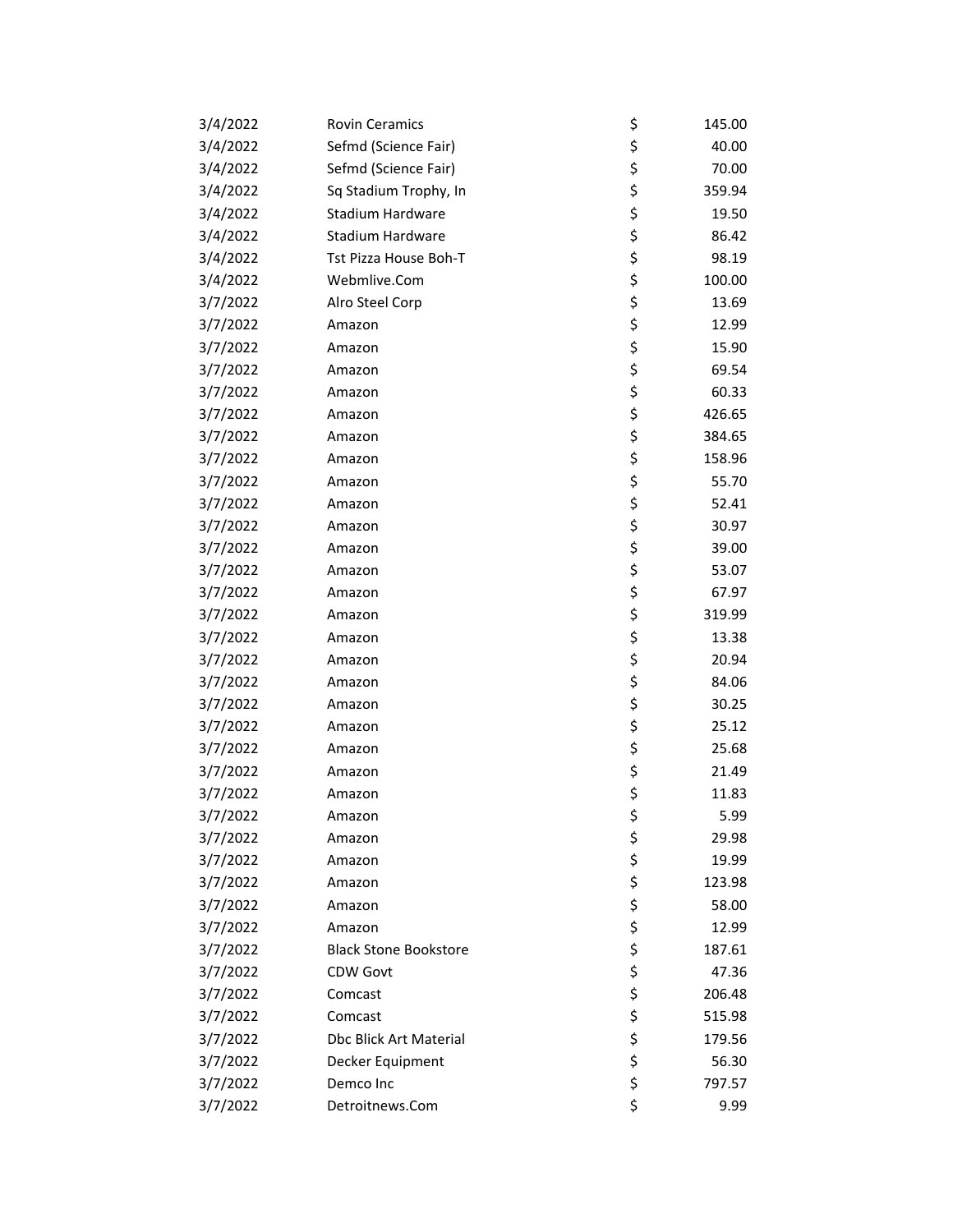| | | | |
|---|---|---|---|
| 3/4/2022 | Rovin Ceramics | $ | 145.00 |
| 3/4/2022 | Sefmd (Science Fair) | $ | 40.00 |
| 3/4/2022 | Sefmd (Science Fair) | $ | 70.00 |
| 3/4/2022 | Sq Stadium Trophy, In | $ | 359.94 |
| 3/4/2022 | Stadium Hardware | $ | 19.50 |
| 3/4/2022 | Stadium Hardware | $ | 86.42 |
| 3/4/2022 | Tst Pizza House Boh-T | $ | 98.19 |
| 3/4/2022 | Webmlive.Com | $ | 100.00 |
| 3/7/2022 | Alro Steel Corp | $ | 13.69 |
| 3/7/2022 | Amazon | $ | 12.99 |
| 3/7/2022 | Amazon | $ | 15.90 |
| 3/7/2022 | Amazon | $ | 69.54 |
| 3/7/2022 | Amazon | $ | 60.33 |
| 3/7/2022 | Amazon | $ | 426.65 |
| 3/7/2022 | Amazon | $ | 384.65 |
| 3/7/2022 | Amazon | $ | 158.96 |
| 3/7/2022 | Amazon | $ | 55.70 |
| 3/7/2022 | Amazon | $ | 52.41 |
| 3/7/2022 | Amazon | $ | 30.97 |
| 3/7/2022 | Amazon | $ | 39.00 |
| 3/7/2022 | Amazon | $ | 53.07 |
| 3/7/2022 | Amazon | $ | 67.97 |
| 3/7/2022 | Amazon | $ | 319.99 |
| 3/7/2022 | Amazon | $ | 13.38 |
| 3/7/2022 | Amazon | $ | 20.94 |
| 3/7/2022 | Amazon | $ | 84.06 |
| 3/7/2022 | Amazon | $ | 30.25 |
| 3/7/2022 | Amazon | $ | 25.12 |
| 3/7/2022 | Amazon | $ | 25.68 |
| 3/7/2022 | Amazon | $ | 21.49 |
| 3/7/2022 | Amazon | $ | 11.83 |
| 3/7/2022 | Amazon | $ | 5.99 |
| 3/7/2022 | Amazon | $ | 29.98 |
| 3/7/2022 | Amazon | $ | 19.99 |
| 3/7/2022 | Amazon | $ | 123.98 |
| 3/7/2022 | Amazon | $ | 58.00 |
| 3/7/2022 | Amazon | $ | 12.99 |
| 3/7/2022 | Black Stone Bookstore | $ | 187.61 |
| 3/7/2022 | CDW Govt | $ | 47.36 |
| 3/7/2022 | Comcast | $ | 206.48 |
| 3/7/2022 | Comcast | $ | 515.98 |
| 3/7/2022 | Dbc Blick Art Material | $ | 179.56 |
| 3/7/2022 | Decker Equipment | $ | 56.30 |
| 3/7/2022 | Demco Inc | $ | 797.57 |
| 3/7/2022 | Detroitnews.Com | $ | 9.99 |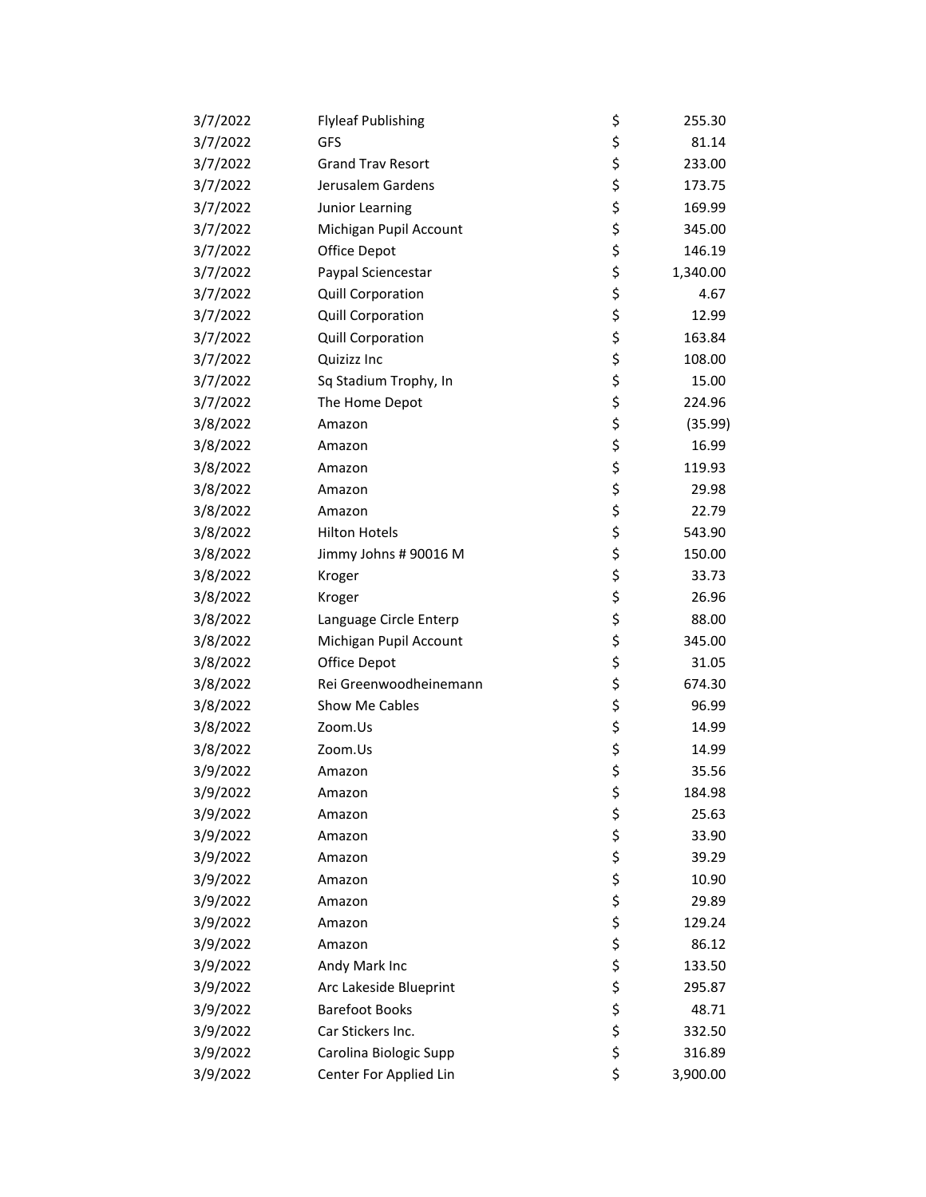| | | | |
|---|---|---|---|
| 3/7/2022 | Flyleaf Publishing | $ | 255.30 |
| 3/7/2022 | GFS | $ | 81.14 |
| 3/7/2022 | Grand Trav Resort | $ | 233.00 |
| 3/7/2022 | Jerusalem Gardens | $ | 173.75 |
| 3/7/2022 | Junior Learning | $ | 169.99 |
| 3/7/2022 | Michigan Pupil Account | $ | 345.00 |
| 3/7/2022 | Office Depot | $ | 146.19 |
| 3/7/2022 | Paypal Sciencestar | $ | 1,340.00 |
| 3/7/2022 | Quill Corporation | $ | 4.67 |
| 3/7/2022 | Quill Corporation | $ | 12.99 |
| 3/7/2022 | Quill Corporation | $ | 163.84 |
| 3/7/2022 | Quizizz Inc | $ | 108.00 |
| 3/7/2022 | Sq Stadium Trophy, In | $ | 15.00 |
| 3/7/2022 | The Home Depot | $ | 224.96 |
| 3/8/2022 | Amazon | $ | (35.99) |
| 3/8/2022 | Amazon | $ | 16.99 |
| 3/8/2022 | Amazon | $ | 119.93 |
| 3/8/2022 | Amazon | $ | 29.98 |
| 3/8/2022 | Amazon | $ | 22.79 |
| 3/8/2022 | Hilton Hotels | $ | 543.90 |
| 3/8/2022 | Jimmy Johns # 90016 M | $ | 150.00 |
| 3/8/2022 | Kroger | $ | 33.73 |
| 3/8/2022 | Kroger | $ | 26.96 |
| 3/8/2022 | Language Circle Enterp | $ | 88.00 |
| 3/8/2022 | Michigan Pupil Account | $ | 345.00 |
| 3/8/2022 | Office Depot | $ | 31.05 |
| 3/8/2022 | Rei Greenwoodheinemann | $ | 674.30 |
| 3/8/2022 | Show Me Cables | $ | 96.99 |
| 3/8/2022 | Zoom.Us | $ | 14.99 |
| 3/8/2022 | Zoom.Us | $ | 14.99 |
| 3/9/2022 | Amazon | $ | 35.56 |
| 3/9/2022 | Amazon | $ | 184.98 |
| 3/9/2022 | Amazon | $ | 25.63 |
| 3/9/2022 | Amazon | $ | 33.90 |
| 3/9/2022 | Amazon | $ | 39.29 |
| 3/9/2022 | Amazon | $ | 10.90 |
| 3/9/2022 | Amazon | $ | 29.89 |
| 3/9/2022 | Amazon | $ | 129.24 |
| 3/9/2022 | Amazon | $ | 86.12 |
| 3/9/2022 | Andy Mark Inc | $ | 133.50 |
| 3/9/2022 | Arc Lakeside Blueprint | $ | 295.87 |
| 3/9/2022 | Barefoot Books | $ | 48.71 |
| 3/9/2022 | Car Stickers Inc. | $ | 332.50 |
| 3/9/2022 | Carolina Biologic Supp | $ | 316.89 |
| 3/9/2022 | Center For Applied Lin | $ | 3,900.00 |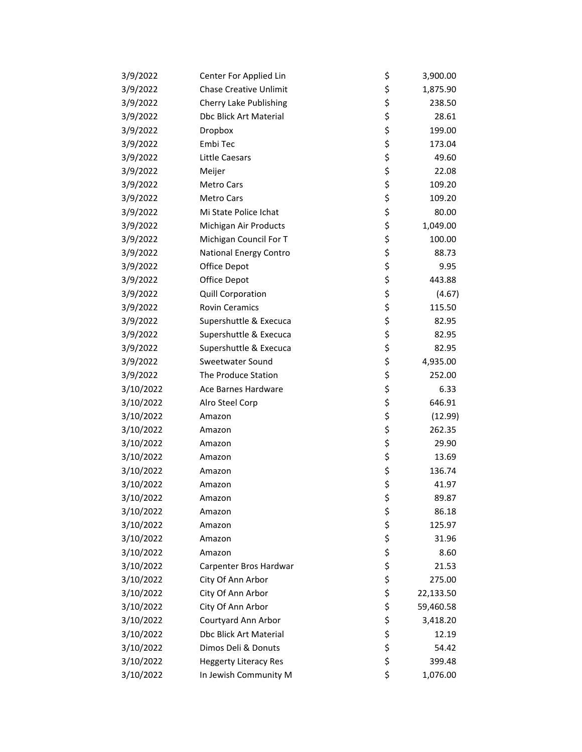| | | | |
|---|---|---|---|
| 3/9/2022 | Center For Applied Lin | $ | 3,900.00 |
| 3/9/2022 | Chase Creative Unlimit | $ | 1,875.90 |
| 3/9/2022 | Cherry Lake Publishing | $ | 238.50 |
| 3/9/2022 | Dbc Blick Art Material | $ | 28.61 |
| 3/9/2022 | Dropbox | $ | 199.00 |
| 3/9/2022 | Embi Tec | $ | 173.04 |
| 3/9/2022 | Little Caesars | $ | 49.60 |
| 3/9/2022 | Meijer | $ | 22.08 |
| 3/9/2022 | Metro Cars | $ | 109.20 |
| 3/9/2022 | Metro Cars | $ | 109.20 |
| 3/9/2022 | Mi State Police Ichat | $ | 80.00 |
| 3/9/2022 | Michigan Air Products | $ | 1,049.00 |
| 3/9/2022 | Michigan Council For T | $ | 100.00 |
| 3/9/2022 | National Energy Contro | $ | 88.73 |
| 3/9/2022 | Office Depot | $ | 9.95 |
| 3/9/2022 | Office Depot | $ | 443.88 |
| 3/9/2022 | Quill Corporation | $ | (4.67) |
| 3/9/2022 | Rovin Ceramics | $ | 115.50 |
| 3/9/2022 | Supershuttle & Execuca | $ | 82.95 |
| 3/9/2022 | Supershuttle & Execuca | $ | 82.95 |
| 3/9/2022 | Supershuttle & Execuca | $ | 82.95 |
| 3/9/2022 | Sweetwater Sound | $ | 4,935.00 |
| 3/9/2022 | The Produce Station | $ | 252.00 |
| 3/10/2022 | Ace Barnes Hardware | $ | 6.33 |
| 3/10/2022 | Alro Steel Corp | $ | 646.91 |
| 3/10/2022 | Amazon | $ | (12.99) |
| 3/10/2022 | Amazon | $ | 262.35 |
| 3/10/2022 | Amazon | $ | 29.90 |
| 3/10/2022 | Amazon | $ | 13.69 |
| 3/10/2022 | Amazon | $ | 136.74 |
| 3/10/2022 | Amazon | $ | 41.97 |
| 3/10/2022 | Amazon | $ | 89.87 |
| 3/10/2022 | Amazon | $ | 86.18 |
| 3/10/2022 | Amazon | $ | 125.97 |
| 3/10/2022 | Amazon | $ | 31.96 |
| 3/10/2022 | Amazon | $ | 8.60 |
| 3/10/2022 | Carpenter Bros Hardwar | $ | 21.53 |
| 3/10/2022 | City Of Ann Arbor | $ | 275.00 |
| 3/10/2022 | City Of Ann Arbor | $ | 22,133.50 |
| 3/10/2022 | City Of Ann Arbor | $ | 59,460.58 |
| 3/10/2022 | Courtyard Ann Arbor | $ | 3,418.20 |
| 3/10/2022 | Dbc Blick Art Material | $ | 12.19 |
| 3/10/2022 | Dimos Deli & Donuts | $ | 54.42 |
| 3/10/2022 | Heggerty Literacy Res | $ | 399.48 |
| 3/10/2022 | In Jewish Community M | $ | 1,076.00 |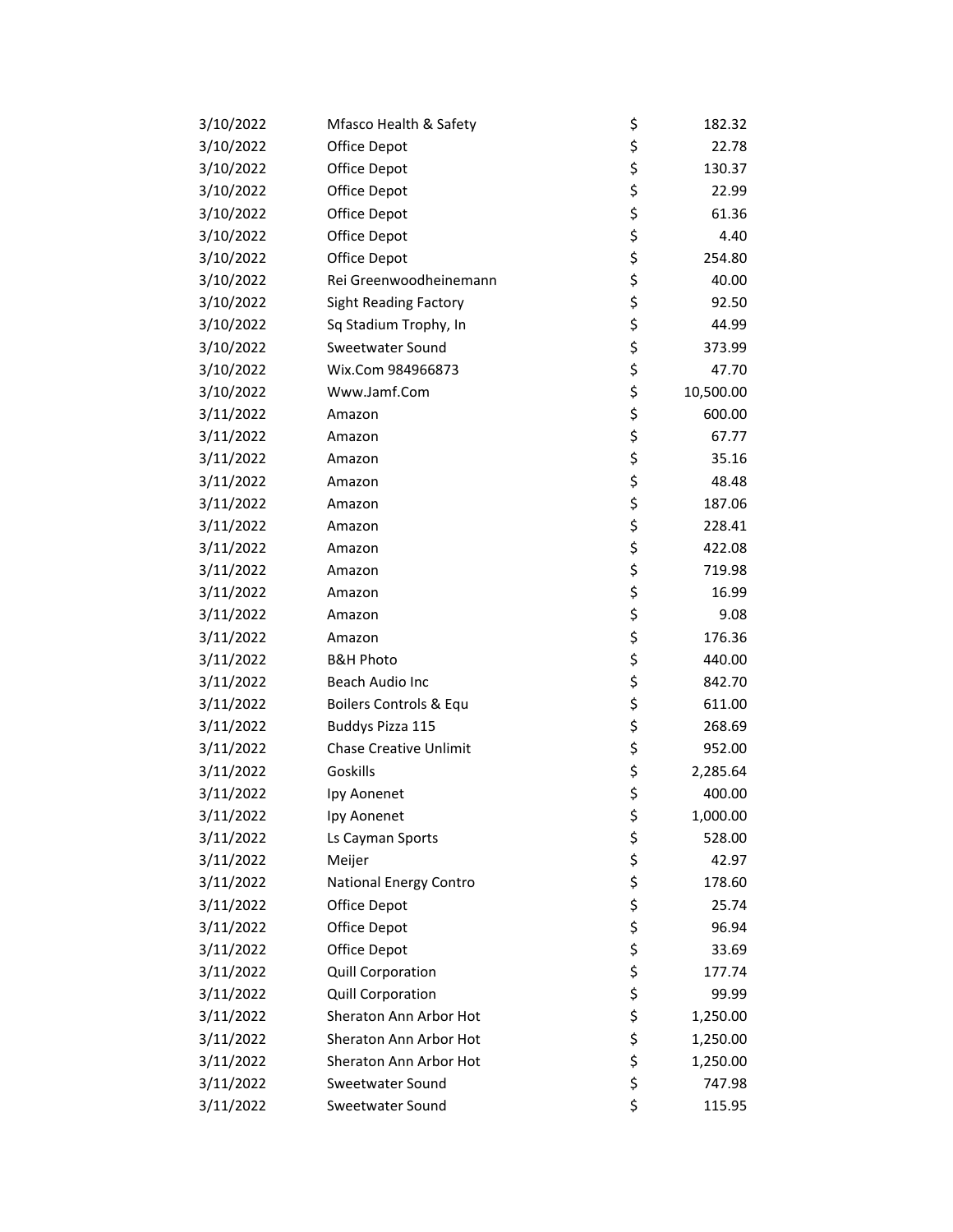| | | | |
|---|---|---|---|
| 3/10/2022 | Mfasco Health & Safety | $ | 182.32 |
| 3/10/2022 | Office Depot | $ | 22.78 |
| 3/10/2022 | Office Depot | $ | 130.37 |
| 3/10/2022 | Office Depot | $ | 22.99 |
| 3/10/2022 | Office Depot | $ | 61.36 |
| 3/10/2022 | Office Depot | $ | 4.40 |
| 3/10/2022 | Office Depot | $ | 254.80 |
| 3/10/2022 | Rei Greenwoodheinemann | $ | 40.00 |
| 3/10/2022 | Sight Reading Factory | $ | 92.50 |
| 3/10/2022 | Sq Stadium Trophy, In | $ | 44.99 |
| 3/10/2022 | Sweetwater Sound | $ | 373.99 |
| 3/10/2022 | Wix.Com 984966873 | $ | 47.70 |
| 3/10/2022 | Www.Jamf.Com | $ | 10,500.00 |
| 3/11/2022 | Amazon | $ | 600.00 |
| 3/11/2022 | Amazon | $ | 67.77 |
| 3/11/2022 | Amazon | $ | 35.16 |
| 3/11/2022 | Amazon | $ | 48.48 |
| 3/11/2022 | Amazon | $ | 187.06 |
| 3/11/2022 | Amazon | $ | 228.41 |
| 3/11/2022 | Amazon | $ | 422.08 |
| 3/11/2022 | Amazon | $ | 719.98 |
| 3/11/2022 | Amazon | $ | 16.99 |
| 3/11/2022 | Amazon | $ | 9.08 |
| 3/11/2022 | Amazon | $ | 176.36 |
| 3/11/2022 | B&H Photo | $ | 440.00 |
| 3/11/2022 | Beach Audio Inc | $ | 842.70 |
| 3/11/2022 | Boilers Controls & Equ | $ | 611.00 |
| 3/11/2022 | Buddys Pizza 115 | $ | 268.69 |
| 3/11/2022 | Chase Creative Unlimit | $ | 952.00 |
| 3/11/2022 | Goskills | $ | 2,285.64 |
| 3/11/2022 | Ipy Aonenet | $ | 400.00 |
| 3/11/2022 | Ipy Aonenet | $ | 1,000.00 |
| 3/11/2022 | Ls Cayman Sports | $ | 528.00 |
| 3/11/2022 | Meijer | $ | 42.97 |
| 3/11/2022 | National Energy Contro | $ | 178.60 |
| 3/11/2022 | Office Depot | $ | 25.74 |
| 3/11/2022 | Office Depot | $ | 96.94 |
| 3/11/2022 | Office Depot | $ | 33.69 |
| 3/11/2022 | Quill Corporation | $ | 177.74 |
| 3/11/2022 | Quill Corporation | $ | 99.99 |
| 3/11/2022 | Sheraton Ann Arbor Hot | $ | 1,250.00 |
| 3/11/2022 | Sheraton Ann Arbor Hot | $ | 1,250.00 |
| 3/11/2022 | Sheraton Ann Arbor Hot | $ | 1,250.00 |
| 3/11/2022 | Sweetwater Sound | $ | 747.98 |
| 3/11/2022 | Sweetwater Sound | $ | 115.95 |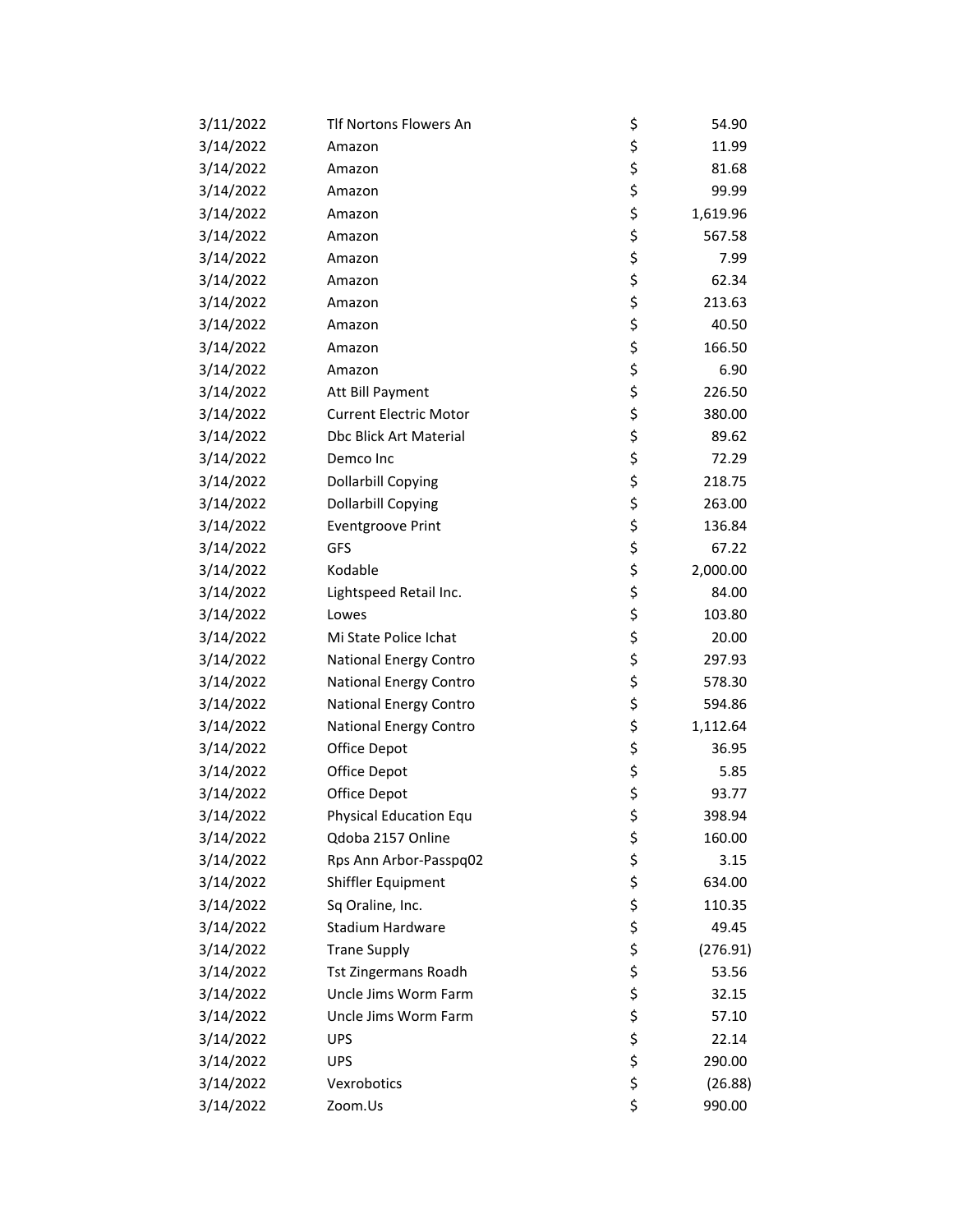| | | | |
|---|---|---|---|
| 3/11/2022 | Tlf Nortons Flowers An | $ | 54.90 |
| 3/14/2022 | Amazon | $ | 11.99 |
| 3/14/2022 | Amazon | $ | 81.68 |
| 3/14/2022 | Amazon | $ | 99.99 |
| 3/14/2022 | Amazon | $ | 1,619.96 |
| 3/14/2022 | Amazon | $ | 567.58 |
| 3/14/2022 | Amazon | $ | 7.99 |
| 3/14/2022 | Amazon | $ | 62.34 |
| 3/14/2022 | Amazon | $ | 213.63 |
| 3/14/2022 | Amazon | $ | 40.50 |
| 3/14/2022 | Amazon | $ | 166.50 |
| 3/14/2022 | Amazon | $ | 6.90 |
| 3/14/2022 | Att Bill Payment | $ | 226.50 |
| 3/14/2022 | Current Electric Motor | $ | 380.00 |
| 3/14/2022 | Dbc Blick Art Material | $ | 89.62 |
| 3/14/2022 | Demco Inc | $ | 72.29 |
| 3/14/2022 | Dollarbill Copying | $ | 218.75 |
| 3/14/2022 | Dollarbill Copying | $ | 263.00 |
| 3/14/2022 | Eventgroove Print | $ | 136.84 |
| 3/14/2022 | GFS | $ | 67.22 |
| 3/14/2022 | Kodable | $ | 2,000.00 |
| 3/14/2022 | Lightspeed Retail Inc. | $ | 84.00 |
| 3/14/2022 | Lowes | $ | 103.80 |
| 3/14/2022 | Mi State Police Ichat | $ | 20.00 |
| 3/14/2022 | National Energy Contro | $ | 297.93 |
| 3/14/2022 | National Energy Contro | $ | 578.30 |
| 3/14/2022 | National Energy Contro | $ | 594.86 |
| 3/14/2022 | National Energy Contro | $ | 1,112.64 |
| 3/14/2022 | Office Depot | $ | 36.95 |
| 3/14/2022 | Office Depot | $ | 5.85 |
| 3/14/2022 | Office Depot | $ | 93.77 |
| 3/14/2022 | Physical Education Equ | $ | 398.94 |
| 3/14/2022 | Qdoba 2157 Online | $ | 160.00 |
| 3/14/2022 | Rps Ann Arbor-Passpq02 | $ | 3.15 |
| 3/14/2022 | Shiffler Equipment | $ | 634.00 |
| 3/14/2022 | Sq Oraline, Inc. | $ | 110.35 |
| 3/14/2022 | Stadium Hardware | $ | 49.45 |
| 3/14/2022 | Trane Supply | $ | (276.91) |
| 3/14/2022 | Tst Zingermans Roadh | $ | 53.56 |
| 3/14/2022 | Uncle Jims Worm Farm | $ | 32.15 |
| 3/14/2022 | Uncle Jims Worm Farm | $ | 57.10 |
| 3/14/2022 | UPS | $ | 22.14 |
| 3/14/2022 | UPS | $ | 290.00 |
| 3/14/2022 | Vexrobotics | $ | (26.88) |
| 3/14/2022 | Zoom.Us | $ | 990.00 |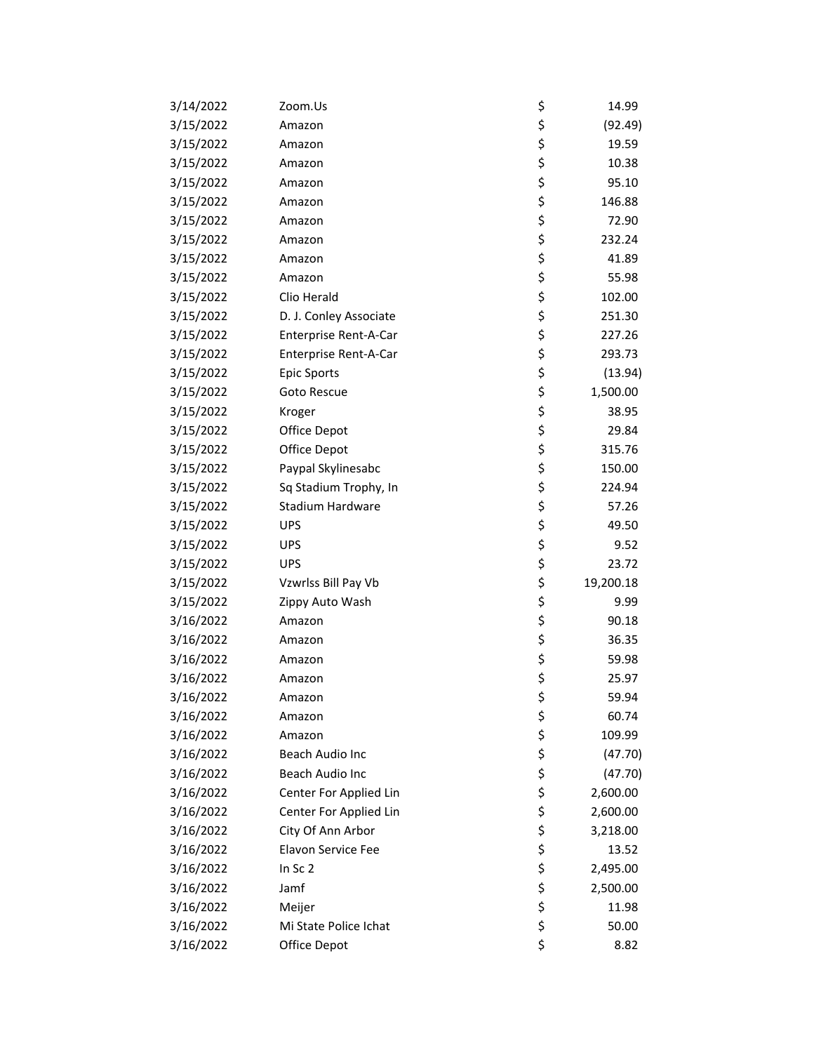| | | | |
|---|---|---|---|
| 3/14/2022 | Zoom.Us | $ | 14.99 |
| 3/15/2022 | Amazon | $ | (92.49) |
| 3/15/2022 | Amazon | $ | 19.59 |
| 3/15/2022 | Amazon | $ | 10.38 |
| 3/15/2022 | Amazon | $ | 95.10 |
| 3/15/2022 | Amazon | $ | 146.88 |
| 3/15/2022 | Amazon | $ | 72.90 |
| 3/15/2022 | Amazon | $ | 232.24 |
| 3/15/2022 | Amazon | $ | 41.89 |
| 3/15/2022 | Amazon | $ | 55.98 |
| 3/15/2022 | Clio Herald | $ | 102.00 |
| 3/15/2022 | D. J. Conley Associate | $ | 251.30 |
| 3/15/2022 | Enterprise Rent-A-Car | $ | 227.26 |
| 3/15/2022 | Enterprise Rent-A-Car | $ | 293.73 |
| 3/15/2022 | Epic Sports | $ | (13.94) |
| 3/15/2022 | Goto Rescue | $ | 1,500.00 |
| 3/15/2022 | Kroger | $ | 38.95 |
| 3/15/2022 | Office Depot | $ | 29.84 |
| 3/15/2022 | Office Depot | $ | 315.76 |
| 3/15/2022 | Paypal Skylinesabc | $ | 150.00 |
| 3/15/2022 | Sq Stadium Trophy, In | $ | 224.94 |
| 3/15/2022 | Stadium Hardware | $ | 57.26 |
| 3/15/2022 | UPS | $ | 49.50 |
| 3/15/2022 | UPS | $ | 9.52 |
| 3/15/2022 | UPS | $ | 23.72 |
| 3/15/2022 | Vzwrlss Bill Pay Vb | $ | 19,200.18 |
| 3/15/2022 | Zippy Auto Wash | $ | 9.99 |
| 3/16/2022 | Amazon | $ | 90.18 |
| 3/16/2022 | Amazon | $ | 36.35 |
| 3/16/2022 | Amazon | $ | 59.98 |
| 3/16/2022 | Amazon | $ | 25.97 |
| 3/16/2022 | Amazon | $ | 59.94 |
| 3/16/2022 | Amazon | $ | 60.74 |
| 3/16/2022 | Amazon | $ | 109.99 |
| 3/16/2022 | Beach Audio Inc | $ | (47.70) |
| 3/16/2022 | Beach Audio Inc | $ | (47.70) |
| 3/16/2022 | Center For Applied Lin | $ | 2,600.00 |
| 3/16/2022 | Center For Applied Lin | $ | 2,600.00 |
| 3/16/2022 | City Of Ann Arbor | $ | 3,218.00 |
| 3/16/2022 | Elavon Service Fee | $ | 13.52 |
| 3/16/2022 | In Sc 2 | $ | 2,495.00 |
| 3/16/2022 | Jamf | $ | 2,500.00 |
| 3/16/2022 | Meijer | $ | 11.98 |
| 3/16/2022 | Mi State Police Ichat | $ | 50.00 |
| 3/16/2022 | Office Depot | $ | 8.82 |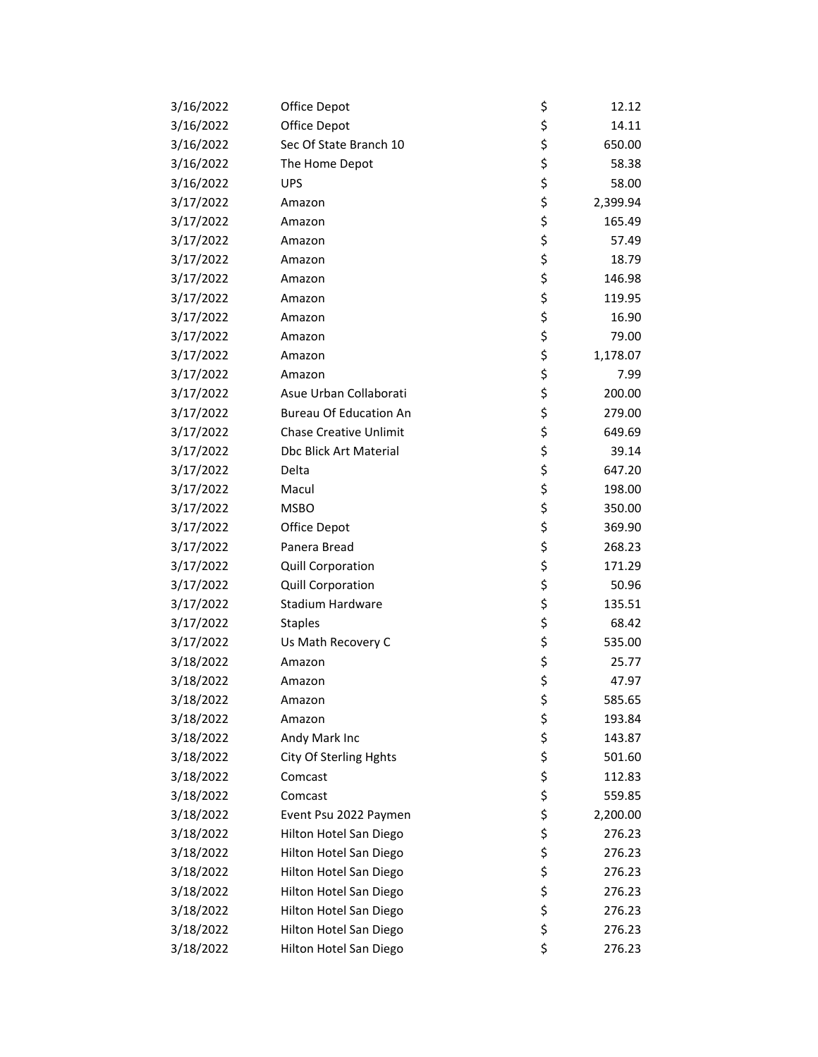| | | | |
|---|---|---|---|
| 3/16/2022 | Office Depot | $ | 12.12 |
| 3/16/2022 | Office Depot | $ | 14.11 |
| 3/16/2022 | Sec Of State Branch 10 | $ | 650.00 |
| 3/16/2022 | The Home Depot | $ | 58.38 |
| 3/16/2022 | UPS | $ | 58.00 |
| 3/17/2022 | Amazon | $ | 2,399.94 |
| 3/17/2022 | Amazon | $ | 165.49 |
| 3/17/2022 | Amazon | $ | 57.49 |
| 3/17/2022 | Amazon | $ | 18.79 |
| 3/17/2022 | Amazon | $ | 146.98 |
| 3/17/2022 | Amazon | $ | 119.95 |
| 3/17/2022 | Amazon | $ | 16.90 |
| 3/17/2022 | Amazon | $ | 79.00 |
| 3/17/2022 | Amazon | $ | 1,178.07 |
| 3/17/2022 | Amazon | $ | 7.99 |
| 3/17/2022 | Asue Urban Collaborati | $ | 200.00 |
| 3/17/2022 | Bureau Of Education An | $ | 279.00 |
| 3/17/2022 | Chase Creative Unlimit | $ | 649.69 |
| 3/17/2022 | Dbc Blick Art Material | $ | 39.14 |
| 3/17/2022 | Delta | $ | 647.20 |
| 3/17/2022 | Macul | $ | 198.00 |
| 3/17/2022 | MSBO | $ | 350.00 |
| 3/17/2022 | Office Depot | $ | 369.90 |
| 3/17/2022 | Panera Bread | $ | 268.23 |
| 3/17/2022 | Quill Corporation | $ | 171.29 |
| 3/17/2022 | Quill Corporation | $ | 50.96 |
| 3/17/2022 | Stadium Hardware | $ | 135.51 |
| 3/17/2022 | Staples | $ | 68.42 |
| 3/17/2022 | Us Math Recovery C | $ | 535.00 |
| 3/18/2022 | Amazon | $ | 25.77 |
| 3/18/2022 | Amazon | $ | 47.97 |
| 3/18/2022 | Amazon | $ | 585.65 |
| 3/18/2022 | Amazon | $ | 193.84 |
| 3/18/2022 | Andy Mark Inc | $ | 143.87 |
| 3/18/2022 | City Of Sterling Hghts | $ | 501.60 |
| 3/18/2022 | Comcast | $ | 112.83 |
| 3/18/2022 | Comcast | $ | 559.85 |
| 3/18/2022 | Event Psu 2022 Paymen | $ | 2,200.00 |
| 3/18/2022 | Hilton Hotel San Diego | $ | 276.23 |
| 3/18/2022 | Hilton Hotel San Diego | $ | 276.23 |
| 3/18/2022 | Hilton Hotel San Diego | $ | 276.23 |
| 3/18/2022 | Hilton Hotel San Diego | $ | 276.23 |
| 3/18/2022 | Hilton Hotel San Diego | $ | 276.23 |
| 3/18/2022 | Hilton Hotel San Diego | $ | 276.23 |
| 3/18/2022 | Hilton Hotel San Diego | $ | 276.23 |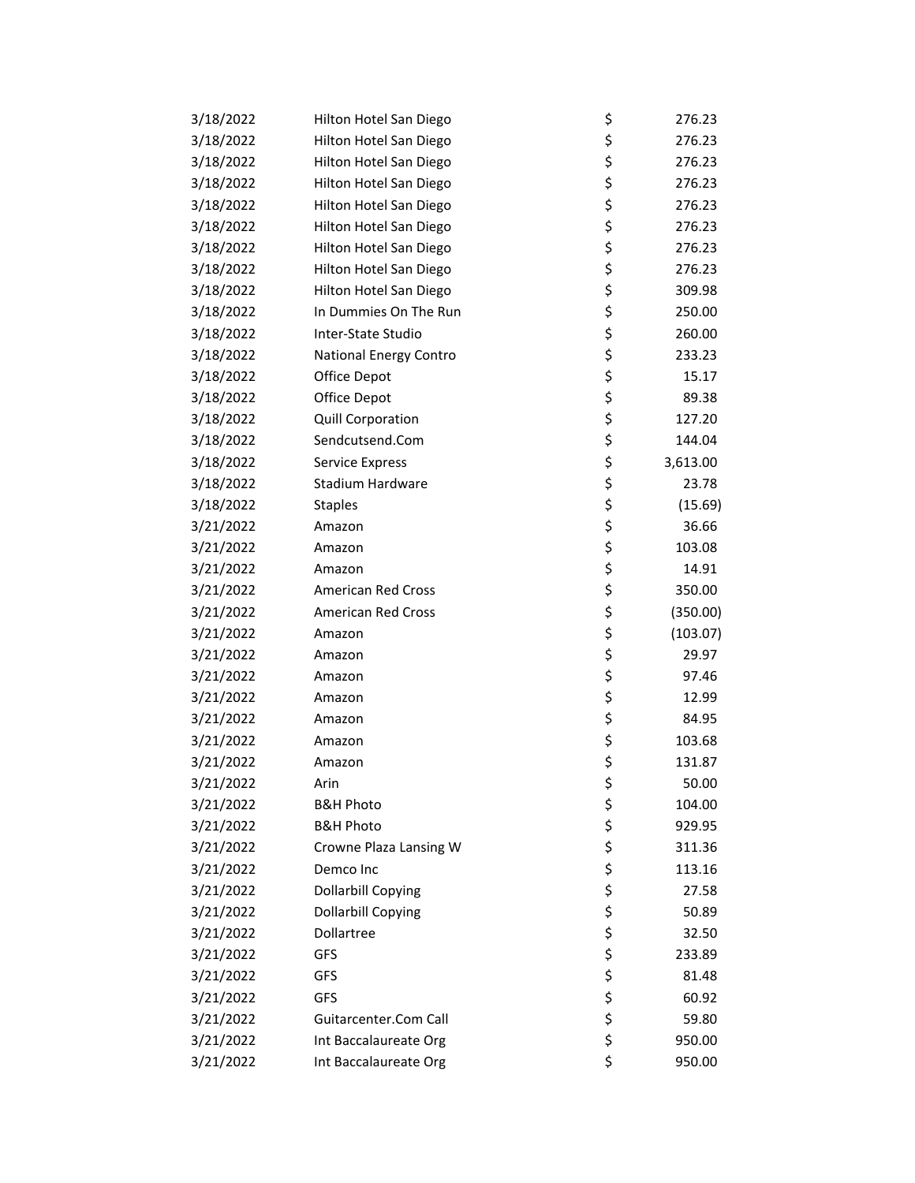| | | | |
|---|---|---|---|
| 3/18/2022 | Hilton Hotel San Diego | $ | 276.23 |
| 3/18/2022 | Hilton Hotel San Diego | $ | 276.23 |
| 3/18/2022 | Hilton Hotel San Diego | $ | 276.23 |
| 3/18/2022 | Hilton Hotel San Diego | $ | 276.23 |
| 3/18/2022 | Hilton Hotel San Diego | $ | 276.23 |
| 3/18/2022 | Hilton Hotel San Diego | $ | 276.23 |
| 3/18/2022 | Hilton Hotel San Diego | $ | 276.23 |
| 3/18/2022 | Hilton Hotel San Diego | $ | 276.23 |
| 3/18/2022 | Hilton Hotel San Diego | $ | 309.98 |
| 3/18/2022 | In Dummies On The Run | $ | 250.00 |
| 3/18/2022 | Inter-State Studio | $ | 260.00 |
| 3/18/2022 | National Energy Contro | $ | 233.23 |
| 3/18/2022 | Office Depot | $ | 15.17 |
| 3/18/2022 | Office Depot | $ | 89.38 |
| 3/18/2022 | Quill Corporation | $ | 127.20 |
| 3/18/2022 | Sendcutsend.Com | $ | 144.04 |
| 3/18/2022 | Service Express | $ | 3,613.00 |
| 3/18/2022 | Stadium Hardware | $ | 23.78 |
| 3/18/2022 | Staples | $ | (15.69) |
| 3/21/2022 | Amazon | $ | 36.66 |
| 3/21/2022 | Amazon | $ | 103.08 |
| 3/21/2022 | Amazon | $ | 14.91 |
| 3/21/2022 | American Red Cross | $ | 350.00 |
| 3/21/2022 | American Red Cross | $ | (350.00) |
| 3/21/2022 | Amazon | $ | (103.07) |
| 3/21/2022 | Amazon | $ | 29.97 |
| 3/21/2022 | Amazon | $ | 97.46 |
| 3/21/2022 | Amazon | $ | 12.99 |
| 3/21/2022 | Amazon | $ | 84.95 |
| 3/21/2022 | Amazon | $ | 103.68 |
| 3/21/2022 | Amazon | $ | 131.87 |
| 3/21/2022 | Arin | $ | 50.00 |
| 3/21/2022 | B&H Photo | $ | 104.00 |
| 3/21/2022 | B&H Photo | $ | 929.95 |
| 3/21/2022 | Crowne Plaza Lansing W | $ | 311.36 |
| 3/21/2022 | Demco Inc | $ | 113.16 |
| 3/21/2022 | Dollarbill Copying | $ | 27.58 |
| 3/21/2022 | Dollarbill Copying | $ | 50.89 |
| 3/21/2022 | Dollartree | $ | 32.50 |
| 3/21/2022 | GFS | $ | 233.89 |
| 3/21/2022 | GFS | $ | 81.48 |
| 3/21/2022 | GFS | $ | 60.92 |
| 3/21/2022 | Guitarcenter.Com Call | $ | 59.80 |
| 3/21/2022 | Int Baccalaureate Org | $ | 950.00 |
| 3/21/2022 | Int Baccalaureate Org | $ | 950.00 |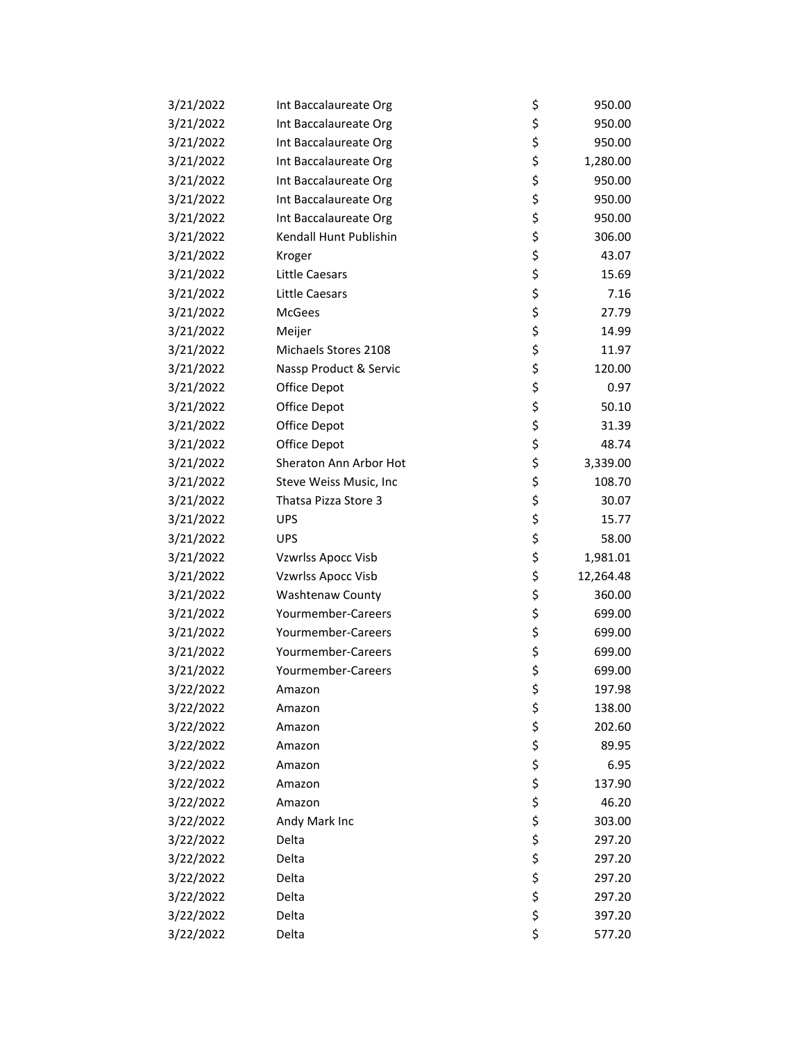| | | | |
|---|---|---|---|
| 3/21/2022 | Int Baccalaureate Org | $ | 950.00 |
| 3/21/2022 | Int Baccalaureate Org | $ | 950.00 |
| 3/21/2022 | Int Baccalaureate Org | $ | 950.00 |
| 3/21/2022 | Int Baccalaureate Org | $ | 1,280.00 |
| 3/21/2022 | Int Baccalaureate Org | $ | 950.00 |
| 3/21/2022 | Int Baccalaureate Org | $ | 950.00 |
| 3/21/2022 | Int Baccalaureate Org | $ | 950.00 |
| 3/21/2022 | Kendall Hunt Publishin | $ | 306.00 |
| 3/21/2022 | Kroger | $ | 43.07 |
| 3/21/2022 | Little Caesars | $ | 15.69 |
| 3/21/2022 | Little Caesars | $ | 7.16 |
| 3/21/2022 | McGees | $ | 27.79 |
| 3/21/2022 | Meijer | $ | 14.99 |
| 3/21/2022 | Michaels Stores 2108 | $ | 11.97 |
| 3/21/2022 | Nassp Product & Servic | $ | 120.00 |
| 3/21/2022 | Office Depot | $ | 0.97 |
| 3/21/2022 | Office Depot | $ | 50.10 |
| 3/21/2022 | Office Depot | $ | 31.39 |
| 3/21/2022 | Office Depot | $ | 48.74 |
| 3/21/2022 | Sheraton Ann Arbor Hot | $ | 3,339.00 |
| 3/21/2022 | Steve Weiss Music, Inc | $ | 108.70 |
| 3/21/2022 | Thatsa Pizza Store 3 | $ | 30.07 |
| 3/21/2022 | UPS | $ | 15.77 |
| 3/21/2022 | UPS | $ | 58.00 |
| 3/21/2022 | Vzwrlss Apocc Visb | $ | 1,981.01 |
| 3/21/2022 | Vzwrlss Apocc Visb | $ | 12,264.48 |
| 3/21/2022 | Washtenaw County | $ | 360.00 |
| 3/21/2022 | Yourmember-Careers | $ | 699.00 |
| 3/21/2022 | Yourmember-Careers | $ | 699.00 |
| 3/21/2022 | Yourmember-Careers | $ | 699.00 |
| 3/21/2022 | Yourmember-Careers | $ | 699.00 |
| 3/22/2022 | Amazon | $ | 197.98 |
| 3/22/2022 | Amazon | $ | 138.00 |
| 3/22/2022 | Amazon | $ | 202.60 |
| 3/22/2022 | Amazon | $ | 89.95 |
| 3/22/2022 | Amazon | $ | 6.95 |
| 3/22/2022 | Amazon | $ | 137.90 |
| 3/22/2022 | Amazon | $ | 46.20 |
| 3/22/2022 | Andy Mark Inc | $ | 303.00 |
| 3/22/2022 | Delta | $ | 297.20 |
| 3/22/2022 | Delta | $ | 297.20 |
| 3/22/2022 | Delta | $ | 297.20 |
| 3/22/2022 | Delta | $ | 297.20 |
| 3/22/2022 | Delta | $ | 397.20 |
| 3/22/2022 | Delta | $ | 577.20 |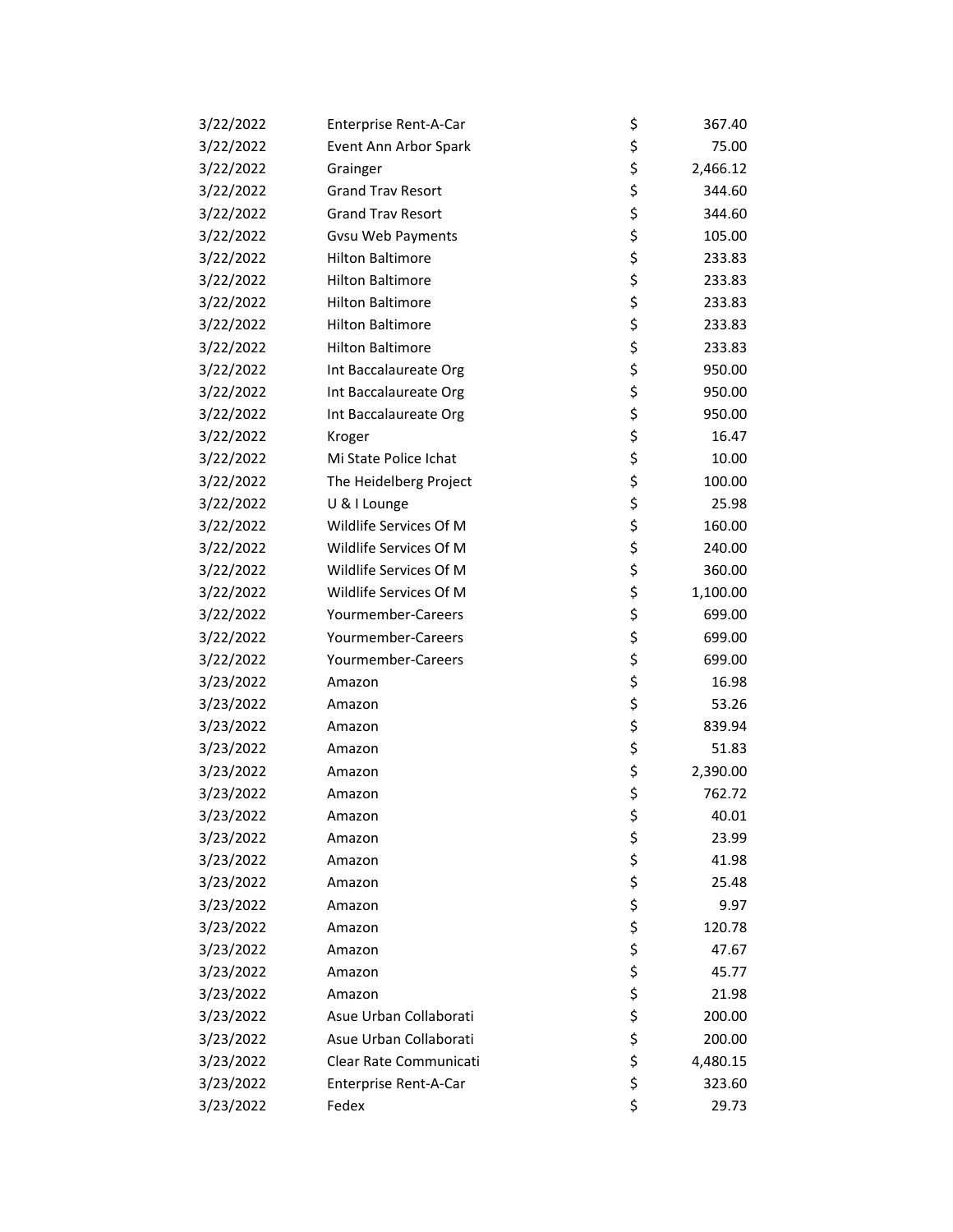| | | | |
|---|---|---|---|
| 3/22/2022 | Enterprise Rent-A-Car | $ | 367.40 |
| 3/22/2022 | Event Ann Arbor Spark | $ | 75.00 |
| 3/22/2022 | Grainger | $ | 2,466.12 |
| 3/22/2022 | Grand Trav Resort | $ | 344.60 |
| 3/22/2022 | Grand Trav Resort | $ | 344.60 |
| 3/22/2022 | Gvsu Web Payments | $ | 105.00 |
| 3/22/2022 | Hilton Baltimore | $ | 233.83 |
| 3/22/2022 | Hilton Baltimore | $ | 233.83 |
| 3/22/2022 | Hilton Baltimore | $ | 233.83 |
| 3/22/2022 | Hilton Baltimore | $ | 233.83 |
| 3/22/2022 | Hilton Baltimore | $ | 233.83 |
| 3/22/2022 | Int Baccalaureate Org | $ | 950.00 |
| 3/22/2022 | Int Baccalaureate Org | $ | 950.00 |
| 3/22/2022 | Int Baccalaureate Org | $ | 950.00 |
| 3/22/2022 | Kroger | $ | 16.47 |
| 3/22/2022 | Mi State Police Ichat | $ | 10.00 |
| 3/22/2022 | The Heidelberg Project | $ | 100.00 |
| 3/22/2022 | U & I Lounge | $ | 25.98 |
| 3/22/2022 | Wildlife Services Of M | $ | 160.00 |
| 3/22/2022 | Wildlife Services Of M | $ | 240.00 |
| 3/22/2022 | Wildlife Services Of M | $ | 360.00 |
| 3/22/2022 | Wildlife Services Of M | $ | 1,100.00 |
| 3/22/2022 | Yourmember-Careers | $ | 699.00 |
| 3/22/2022 | Yourmember-Careers | $ | 699.00 |
| 3/22/2022 | Yourmember-Careers | $ | 699.00 |
| 3/23/2022 | Amazon | $ | 16.98 |
| 3/23/2022 | Amazon | $ | 53.26 |
| 3/23/2022 | Amazon | $ | 839.94 |
| 3/23/2022 | Amazon | $ | 51.83 |
| 3/23/2022 | Amazon | $ | 2,390.00 |
| 3/23/2022 | Amazon | $ | 762.72 |
| 3/23/2022 | Amazon | $ | 40.01 |
| 3/23/2022 | Amazon | $ | 23.99 |
| 3/23/2022 | Amazon | $ | 41.98 |
| 3/23/2022 | Amazon | $ | 25.48 |
| 3/23/2022 | Amazon | $ | 9.97 |
| 3/23/2022 | Amazon | $ | 120.78 |
| 3/23/2022 | Amazon | $ | 47.67 |
| 3/23/2022 | Amazon | $ | 45.77 |
| 3/23/2022 | Amazon | $ | 21.98 |
| 3/23/2022 | Asue Urban Collaborati | $ | 200.00 |
| 3/23/2022 | Asue Urban Collaborati | $ | 200.00 |
| 3/23/2022 | Clear Rate Communicati | $ | 4,480.15 |
| 3/23/2022 | Enterprise Rent-A-Car | $ | 323.60 |
| 3/23/2022 | Fedex | $ | 29.73 |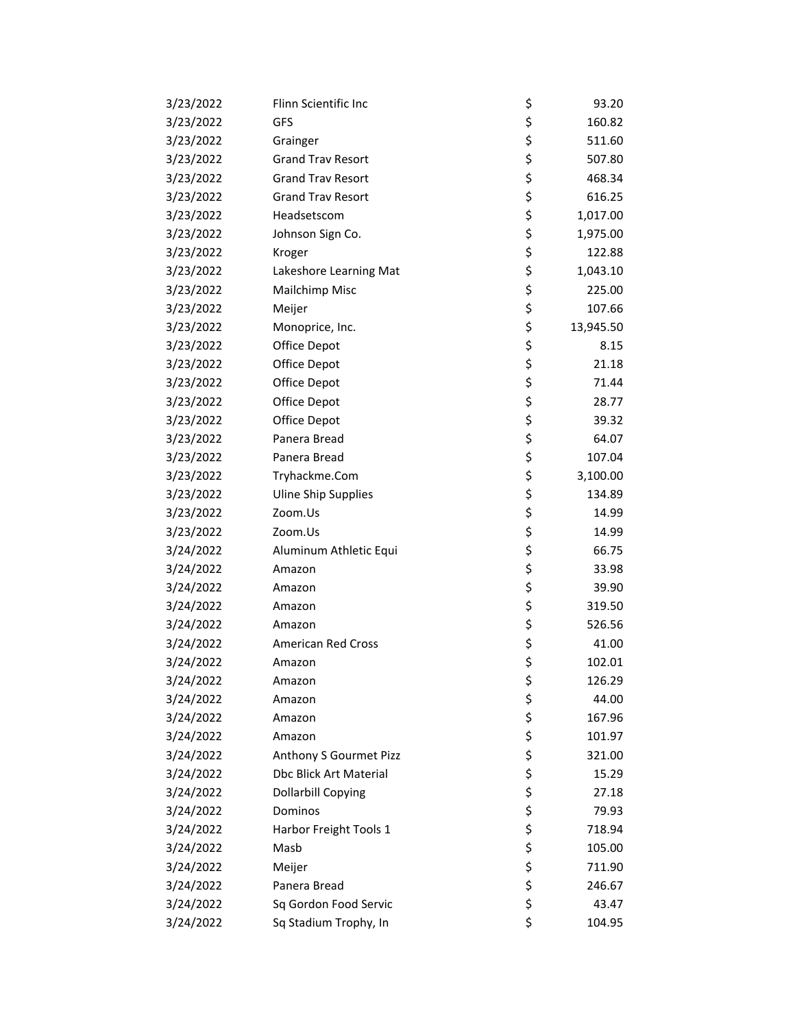| | | | |
|---|---|---|---|
| 3/23/2022 | Flinn Scientific Inc | $ | 93.20 |
| 3/23/2022 | GFS | $ | 160.82 |
| 3/23/2022 | Grainger | $ | 511.60 |
| 3/23/2022 | Grand Trav Resort | $ | 507.80 |
| 3/23/2022 | Grand Trav Resort | $ | 468.34 |
| 3/23/2022 | Grand Trav Resort | $ | 616.25 |
| 3/23/2022 | Headsetscom | $ | 1,017.00 |
| 3/23/2022 | Johnson Sign Co. | $ | 1,975.00 |
| 3/23/2022 | Kroger | $ | 122.88 |
| 3/23/2022 | Lakeshore Learning Mat | $ | 1,043.10 |
| 3/23/2022 | Mailchimp Misc | $ | 225.00 |
| 3/23/2022 | Meijer | $ | 107.66 |
| 3/23/2022 | Monoprice, Inc. | $ | 13,945.50 |
| 3/23/2022 | Office Depot | $ | 8.15 |
| 3/23/2022 | Office Depot | $ | 21.18 |
| 3/23/2022 | Office Depot | $ | 71.44 |
| 3/23/2022 | Office Depot | $ | 28.77 |
| 3/23/2022 | Office Depot | $ | 39.32 |
| 3/23/2022 | Panera Bread | $ | 64.07 |
| 3/23/2022 | Panera Bread | $ | 107.04 |
| 3/23/2022 | Tryhackme.Com | $ | 3,100.00 |
| 3/23/2022 | Uline Ship Supplies | $ | 134.89 |
| 3/23/2022 | Zoom.Us | $ | 14.99 |
| 3/23/2022 | Zoom.Us | $ | 14.99 |
| 3/24/2022 | Aluminum Athletic Equi | $ | 66.75 |
| 3/24/2022 | Amazon | $ | 33.98 |
| 3/24/2022 | Amazon | $ | 39.90 |
| 3/24/2022 | Amazon | $ | 319.50 |
| 3/24/2022 | Amazon | $ | 526.56 |
| 3/24/2022 | American Red Cross | $ | 41.00 |
| 3/24/2022 | Amazon | $ | 102.01 |
| 3/24/2022 | Amazon | $ | 126.29 |
| 3/24/2022 | Amazon | $ | 44.00 |
| 3/24/2022 | Amazon | $ | 167.96 |
| 3/24/2022 | Amazon | $ | 101.97 |
| 3/24/2022 | Anthony S Gourmet Pizz | $ | 321.00 |
| 3/24/2022 | Dbc Blick Art Material | $ | 15.29 |
| 3/24/2022 | Dollarbill Copying | $ | 27.18 |
| 3/24/2022 | Dominos | $ | 79.93 |
| 3/24/2022 | Harbor Freight Tools 1 | $ | 718.94 |
| 3/24/2022 | Masb | $ | 105.00 |
| 3/24/2022 | Meijer | $ | 711.90 |
| 3/24/2022 | Panera Bread | $ | 246.67 |
| 3/24/2022 | Sq Gordon Food Servic | $ | 43.47 |
| 3/24/2022 | Sq Stadium Trophy, In | $ | 104.95 |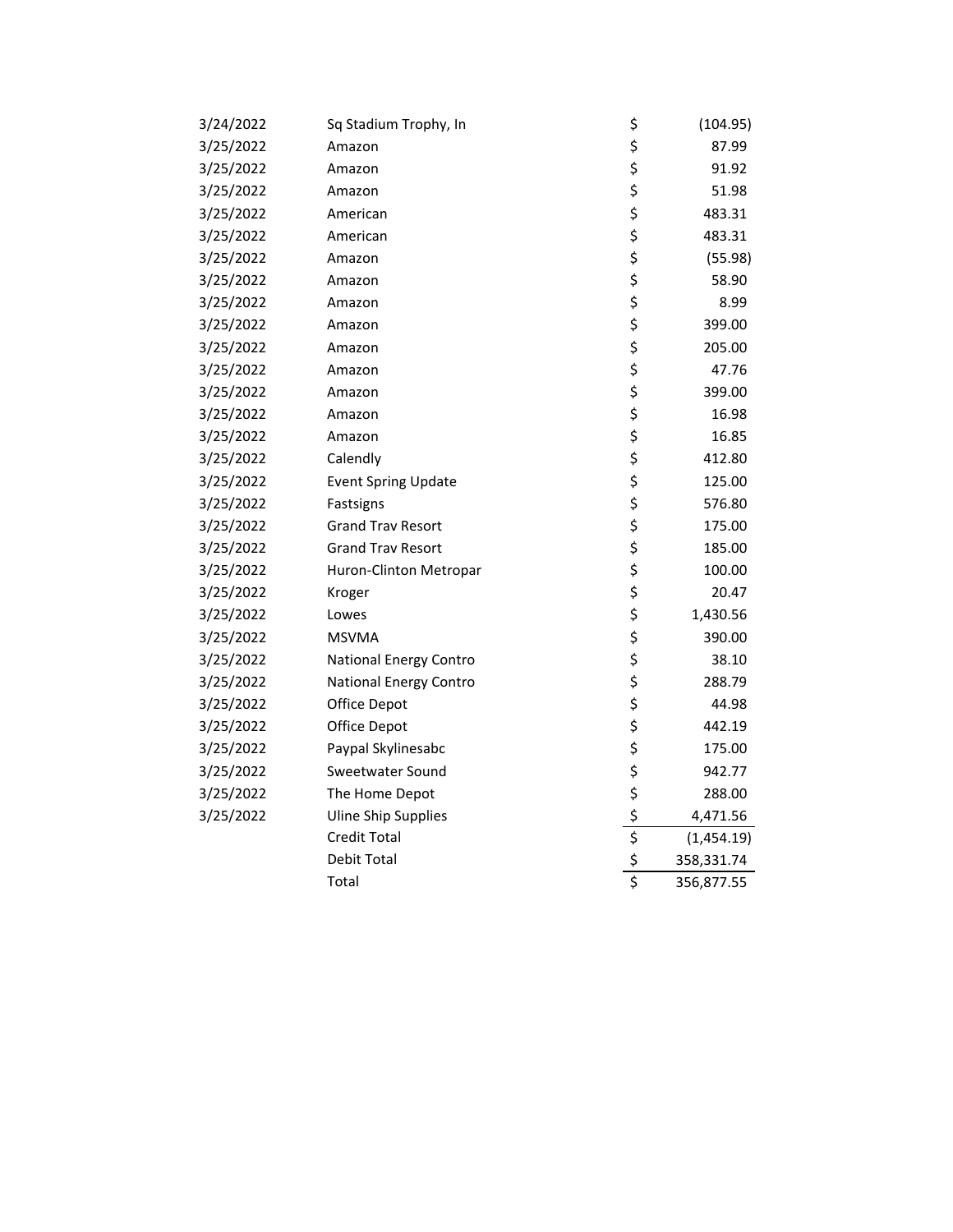| | | | |
|---|---|---|---|
| 3/24/2022 | Sq Stadium Trophy, In | $ | (104.95) |
| 3/25/2022 | Amazon | $ | 87.99 |
| 3/25/2022 | Amazon | $ | 91.92 |
| 3/25/2022 | Amazon | $ | 51.98 |
| 3/25/2022 | American | $ | 483.31 |
| 3/25/2022 | American | $ | 483.31 |
| 3/25/2022 | Amazon | $ | (55.98) |
| 3/25/2022 | Amazon | $ | 58.90 |
| 3/25/2022 | Amazon | $ | 8.99 |
| 3/25/2022 | Amazon | $ | 399.00 |
| 3/25/2022 | Amazon | $ | 205.00 |
| 3/25/2022 | Amazon | $ | 47.76 |
| 3/25/2022 | Amazon | $ | 399.00 |
| 3/25/2022 | Amazon | $ | 16.98 |
| 3/25/2022 | Amazon | $ | 16.85 |
| 3/25/2022 | Calendly | $ | 412.80 |
| 3/25/2022 | Event Spring Update | $ | 125.00 |
| 3/25/2022 | Fastsigns | $ | 576.80 |
| 3/25/2022 | Grand Trav Resort | $ | 175.00 |
| 3/25/2022 | Grand Trav Resort | $ | 185.00 |
| 3/25/2022 | Huron-Clinton Metropar | $ | 100.00 |
| 3/25/2022 | Kroger | $ | 20.47 |
| 3/25/2022 | Lowes | $ | 1,430.56 |
| 3/25/2022 | MSVMA | $ | 390.00 |
| 3/25/2022 | National Energy Contro | $ | 38.10 |
| 3/25/2022 | National Energy Contro | $ | 288.79 |
| 3/25/2022 | Office Depot | $ | 44.98 |
| 3/25/2022 | Office Depot | $ | 442.19 |
| 3/25/2022 | Paypal Skylinesabc | $ | 175.00 |
| 3/25/2022 | Sweetwater Sound | $ | 942.77 |
| 3/25/2022 | The Home Depot | $ | 288.00 |
| 3/25/2022 | Uline Ship Supplies | $ | 4,471.56 |
| | Credit Total | $ | (1,454.19) |
| | Debit Total | $ | 358,331.74 |
| | Total | $ | 356,877.55 |